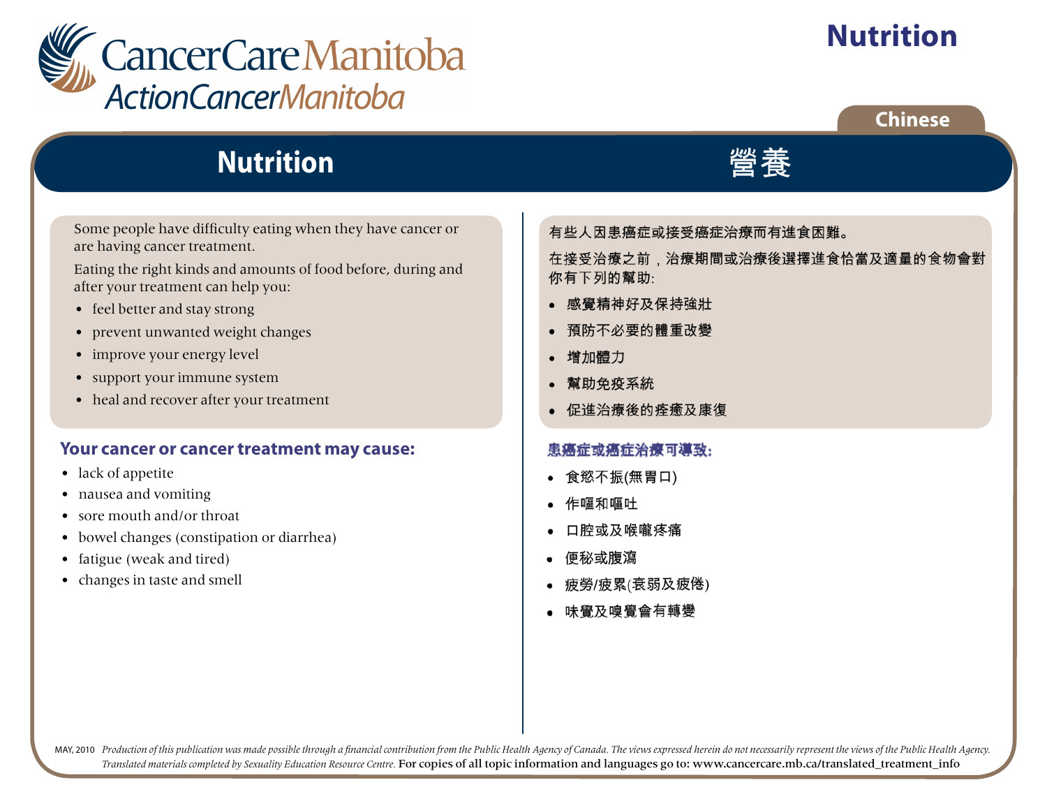CancerCare Manitoba
ActionCancerManitoba

# Nutrition

Chinese

## Nutrition

Some people have difficulty eating when they have cancer or are having cancer treatment.

Eating the right kinds and amounts of food before, during and after your treatment can help you:

- feel better and stay strong
- prevent unwanted weight changes
- improve your energy level
- support your immune system
- heal and recover after your treatment

### Your cancer or cancer treatment may cause:

- lack of appetite
- nausea and vomiting
- sore mouth and/or throat
- bowel changes (constipation or diarrhea)
- fatigue (weak and tired)
- changes in taste and smell

## 營養

有些人因患癌症或接受癌症治療而有進食困難。

在接受治療之前，治療期間或治療後選擇進食恰當及適量的食物會對你有下列的幫助:

- 感覺精神好及保持強壯
- 預防不必要的體重改變
- 增加體力
- 幫助免疫系統
- 促進治療後的痊癒及康復

### 患癌症或癌症治療可導致:

- 食慾不振(無胃口)
- 作嘔和嘔吐
- 口腔或及喉嚨疼痛
- 便秘或腹瀉
- 疲勞/疲累(衰弱及疲倦)
- 味覺及嗅覺會有轉變

MAY, 2010 *Production of this publication was made possible through a financial contribution from the Public Health Agency of Canada. The views expressed herein do not necessarily represent the views of the Public Health Agency. Translated materials completed by Sexuality Education Resource Centre.* For copies of all topic information and languages go to: www.cancercare.mb.ca/translated_treatment_info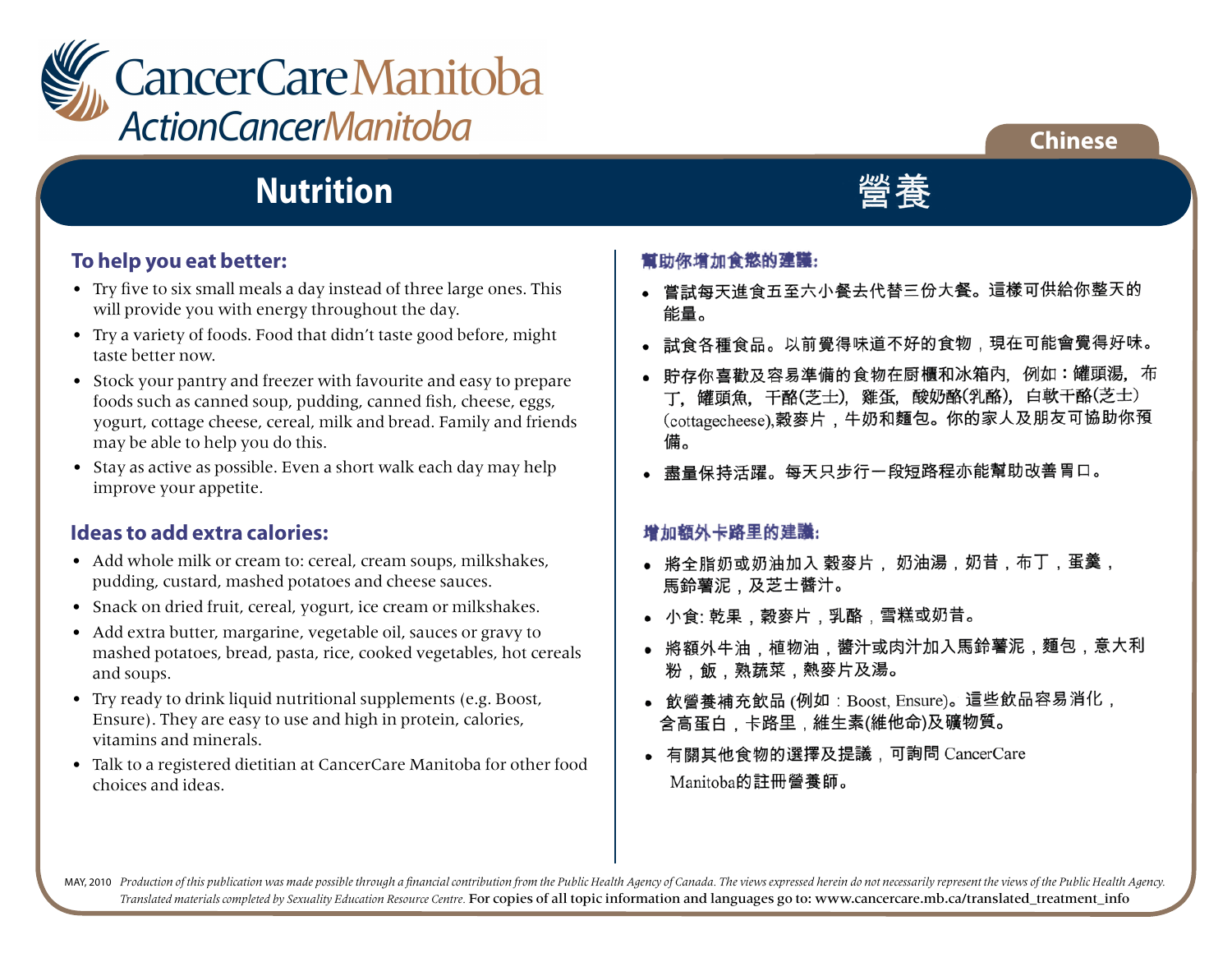CancerCare Manitoba
ActionCancerManitoba

Chinese

# Nutrition

# 營養

## To help you eat better:

- Try five to six small meals a day instead of three large ones. This will provide you with energy throughout the day.
- Try a variety of foods. Food that didn't taste good before, might taste better now.
- Stock your pantry and freezer with favourite and easy to prepare foods such as canned soup, pudding, canned fish, cheese, eggs, yogurt, cottage cheese, cereal, milk and bread. Family and friends may be able to help you do this.
- Stay as active as possible. Even a short walk each day may help improve your appetite.

## Ideas to add extra calories:

- Add whole milk or cream to: cereal, cream soups, milkshakes, pudding, custard, mashed potatoes and cheese sauces.
- Snack on dried fruit, cereal, yogurt, ice cream or milkshakes.
- Add extra butter, margarine, vegetable oil, sauces or gravy to mashed potatoes, bread, pasta, rice, cooked vegetables, hot cereals and soups.
- Try ready to drink liquid nutritional supplements (e.g. Boost, Ensure). They are easy to use and high in protein, calories, vitamins and minerals.
- Talk to a registered dietitian at CancerCare Manitoba for other food choices and ideas.

## 幫助你增加食慾的建議:

- 嘗試每天進食五至六小餐去代替三份大餐。這樣可供給你整天的能量。
- 試食各種食品。以前覺得味道不好的食物，現在可能會覺得好味。
- 貯存你喜歡及容易準備的食物在厨櫃和冰箱內，例如：罐頭湯，布丁，罐頭魚，干酪(芝士)，雞蛋，酸奶酪(乳酪)，白軟干酪(芝士)(cottagecheese),穀麥片，牛奶和麵包。你的家人及朋友可協助你預備。
- 盡量保持活躍。每天只步行一段短路程亦能幫助改善胃口。

## 增加額外卡路里的建議:

- 將全脂奶或奶油加入 穀麥片， 奶油湯，奶昔，布丁，蛋羹，馬鈴薯泥，及芝士醬汁。
- 小食: 乾果，穀麥片，乳酪，雪糕或奶昔。
- 將額外牛油，植物油，醬汁或肉汁加入馬鈴薯泥，麵包，意大利粉，飯，熟蔬菜，熱麥片及湯。
- 飲營養補充飲品 (例如：Boost, Ensure)。這些飲品容易消化，含高蛋白，卡路里，維生素(維他命)及礦物質。
- 有關其他食物的選擇及提議，可詢問 CancerCare Manitoba的註冊營養師。

MAY, 2010 *Production of this publication was made possible through a financial contribution from the Public Health Agency of Canada. The views expressed herein do not necessarily represent the views of the Public Health Agency. Translated materials completed by Sexuality Education Resource Centre.* For copies of all topic information and languages go to: www.cancercare.mb.ca/translated_treatment_info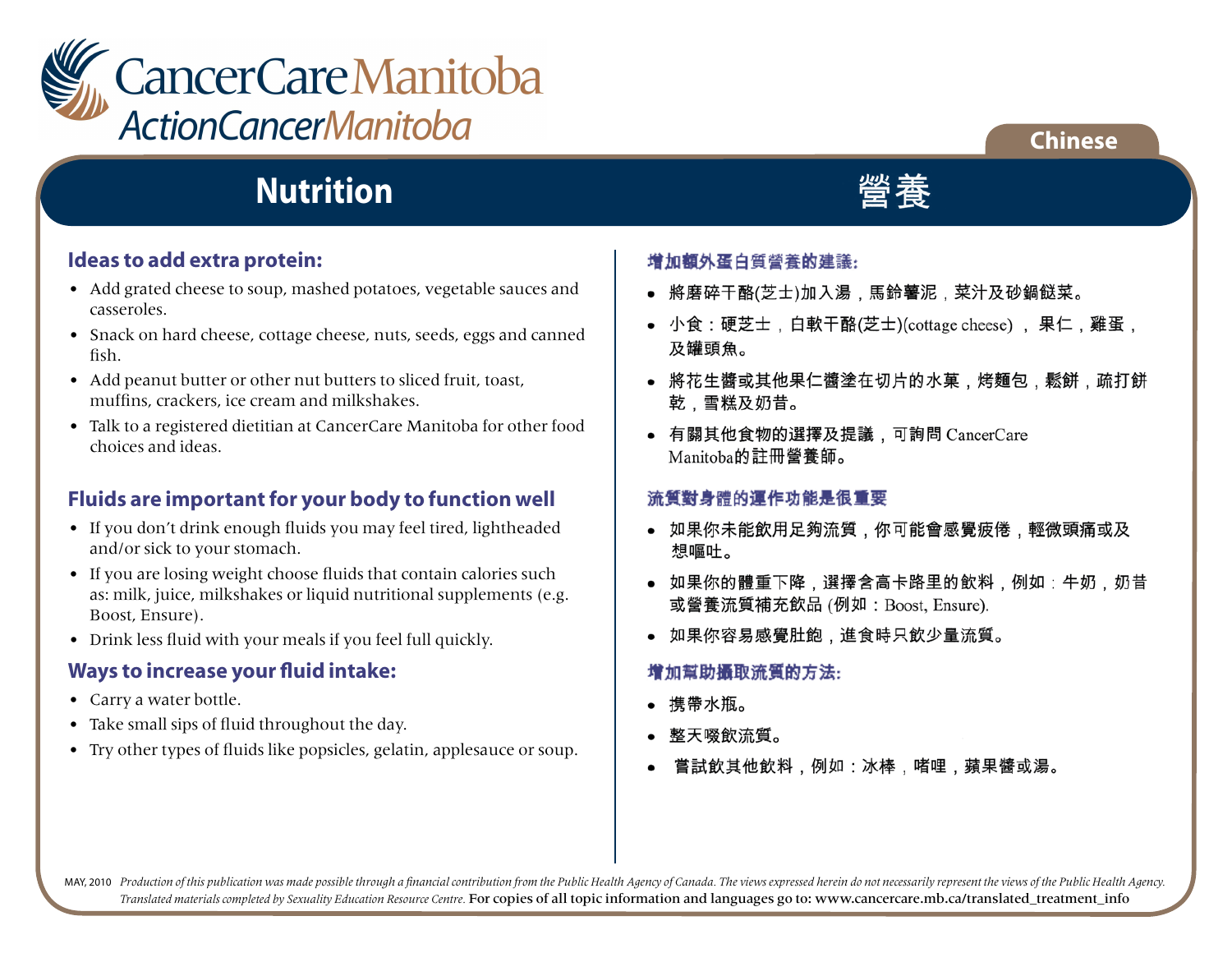CancerCare Manitoba
ActionCancerManitoba

Chinese

# Nutrition

# 營養

## Ideas to add extra protein:

- Add grated cheese to soup, mashed potatoes, vegetable sauces and casseroles.
- Snack on hard cheese, cottage cheese, nuts, seeds, eggs and canned fish.
- Add peanut butter or other nut butters to sliced fruit, toast, muffins, crackers, ice cream and milkshakes.
- Talk to a registered dietitian at CancerCare Manitoba for other food choices and ideas.

## Fluids are important for your body to function well

- If you don't drink enough fluids you may feel tired, lightheaded and/or sick to your stomach.
- If you are losing weight choose fluids that contain calories such as: milk, juice, milkshakes or liquid nutritional supplements (e.g. Boost, Ensure).
- Drink less fluid with your meals if you feel full quickly.

## Ways to increase your fluid intake:

- Carry a water bottle.
- Take small sips of fluid throughout the day.
- Try other types of fluids like popsicles, gelatin, applesauce or soup.

## 增加額外蛋白質營養的建議:

- 將磨碎干酪(芝士)加入湯，馬鈴薯泥，菜汁及砂鍋餸菜。
- 小食：硬芝士，白軟干酪(芝士)(cottage cheese)，果仁，雞蛋，及罐頭魚。
- 將花生醬或其他果仁醬塗在切片的水菓，烤麵包，鬆餅，疏打餅乾，雪糕及奶昔。
- 有關其他食物的選擇及提議，可詢問 CancerCare Manitoba的註冊營養師。

## 流質對身體的運作功能是很重要

- 如果你未能飲用足夠流質，你可能會感覺疲倦，輕微頭痛或及想嘔吐。
- 如果你的體重下降，選擇含高卡路里的飲料，例如：牛奶，奶昔或營養流質補充飲品 (例如：Boost, Ensure).
- 如果你容易感覺肚飽，進食時只飲少量流質。

## 增加幫助攝取流質的方法:

- 携帶水瓶。
- 整天啜飲流質。
- 嘗試飲其他飲料，例如：冰棒，啫哩，蘋果醬或湯。

MAY, 2010 *Production of this publication was made possible through a financial contribution from the Public Health Agency of Canada. The views expressed herein do not necessarily represent the views of the Public Health Agency. Translated materials completed by Sexuality Education Resource Centre.* For copies of all topic information and languages go to: www.cancercare.mb.ca/translated_treatment_info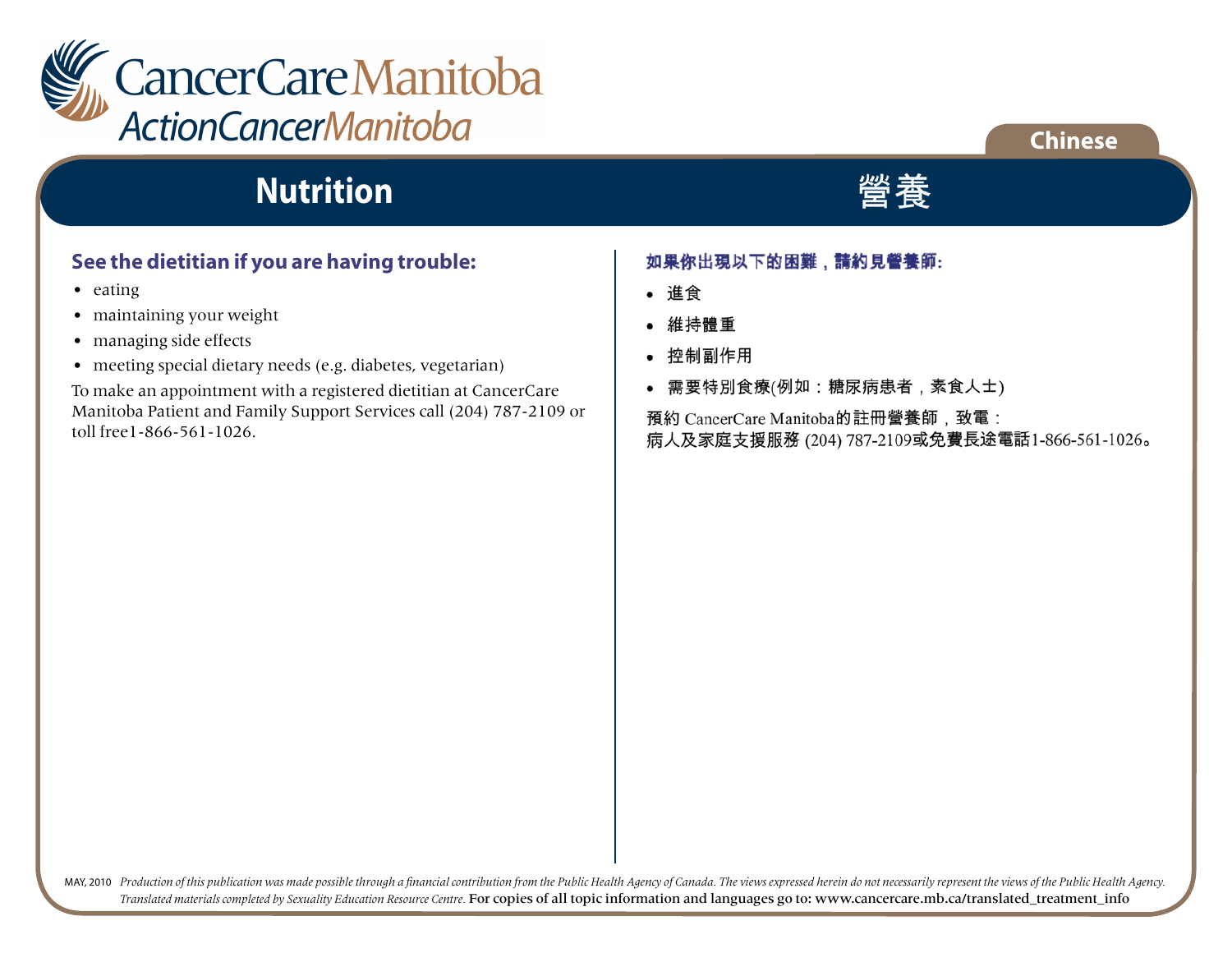# Nutrition

# 營養

Chinese

## See the dietitian if you are having trouble:

- eating
- maintaining your weight
- managing side effects
- meeting special dietary needs (e.g. diabetes, vegetarian)

To make an appointment with a registered dietitian at CancerCare Manitoba Patient and Family Support Services call (204) 787-2109 or toll free1-866-561-1026.

## 如果你出現以下的困難，請約見營養師:

- 進食
- 維持體重
- 控制副作用
- 需要特別食療(例如：糖尿病患者，素食人士)

預約 CancerCare Manitoba的註冊營養師，致電：
病人及家庭支援服務 (204) 787-2109或免費長途電話1-866-561-1026。

MAY, 2010 *Production of this publication was made possible through a financial contribution from the Public Health Agency of Canada. The views expressed herein do not necessarily represent the views of the Public Health Agency. Translated materials completed by Sexuality Education Resource Centre.* For copies of all topic information and languages go to: www.cancercare.mb.ca/translated_treatment_info